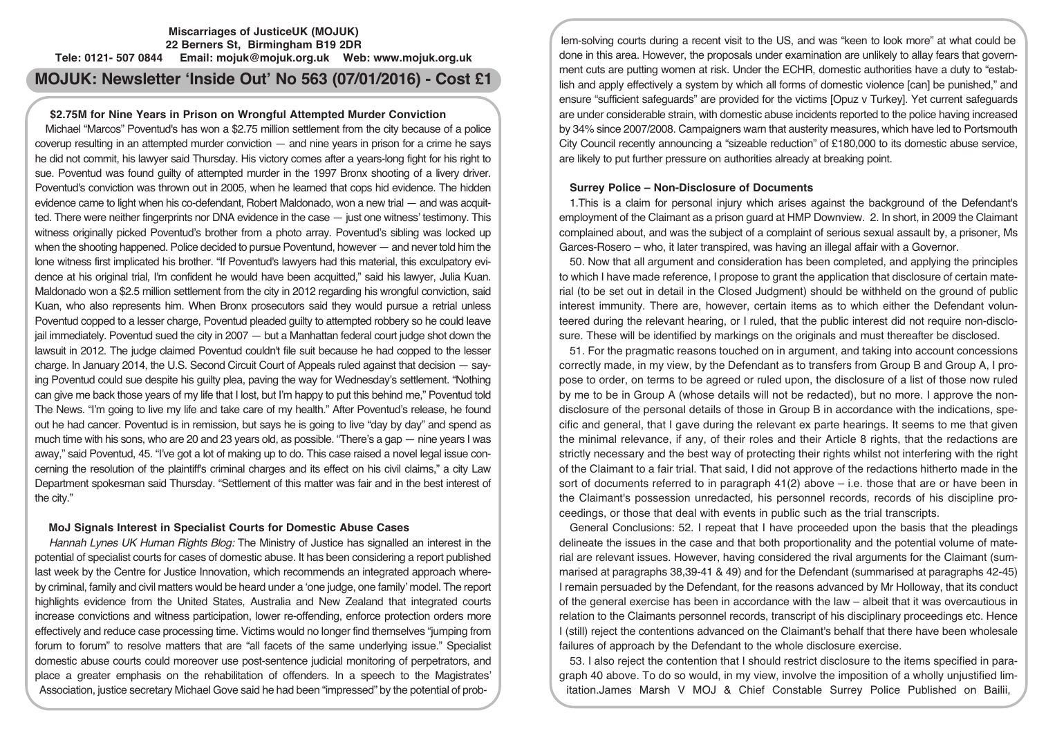**Miscarriages of JusticeUK (MOJUK)**
**22 Berners St, Birmingham B19 2DR**
**Tele: 0121- 507 0844 Email: mojuk@mojuk.org.uk Web: www.mojuk.org.uk**

# MOJUK: Newsletter 'Inside Out' No 563 (07/01/2016) - Cost £1

## $2.75M for Nine Years in Prison on Wrongful Attempted Murder Conviction

Michael "Marcos" Poventud's has won a $2.75 million settlement from the city because of a police coverup resulting in an attempted murder conviction — and nine years in prison for a crime he says he did not commit, his lawyer said Thursday. His victory comes after a years-long fight for his right to sue. Poventud was found guilty of attempted murder in the 1997 Bronx shooting of a livery driver. Poventud's conviction was thrown out in 2005, when he learned that cops hid evidence. The hidden evidence came to light when his co-defendant, Robert Maldonado, won a new trial — and was acquitted. There were neither fingerprints nor DNA evidence in the case — just one witness' testimony. This witness originally picked Poventud's brother from a photo array. Poventud's sibling was locked up when the shooting happened. Police decided to pursue Poventund, however — and never told him the lone witness first implicated his brother. "If Poventud's lawyers had this material, this exculpatory evidence at his original trial, I'm confident he would have been acquitted," said his lawyer, Julia Kuan. Maldonado won a $2.5 million settlement from the city in 2012 regarding his wrongful conviction, said Kuan, who also represents him. When Bronx prosecutors said they would pursue a retrial unless Poventud copped to a lesser charge, Poventud pleaded guilty to attempted robbery so he could leave jail immediately. Poventud sued the city in 2007 — but a Manhattan federal court judge shot down the lawsuit in 2012. The judge claimed Poventud couldn't file suit because he had copped to the lesser charge. In January 2014, the U.S. Second Circuit Court of Appeals ruled against that decision — saying Poventud could sue despite his guilty plea, paving the way for Wednesday's settlement. "Nothing can give me back those years of my life that I lost, but I'm happy to put this behind me," Poventud told The News. "I'm going to live my life and take care of my health." After Poventud's release, he found out he had cancer. Poventud is in remission, but says he is going to live "day by day" and spend as much time with his sons, who are 20 and 23 years old, as possible. "There's a gap — nine years I was away," said Poventud, 45. "I've got a lot of making up to do. This case raised a novel legal issue concerning the resolution of the plaintiff's criminal charges and its effect on his civil claims," a city Law Department spokesman said Thursday. "Settlement of this matter was fair and in the best interest of the city."

## MoJ Signals Interest in Specialist Courts for Domestic Abuse Cases

*Hannah Lynes UK Human Rights Blog:* The Ministry of Justice has signalled an interest in the potential of specialist courts for cases of domestic abuse. It has been considering a report published last week by the Centre for Justice Innovation, which recommends an integrated approach whereby criminal, family and civil matters would be heard under a 'one judge, one family' model. The report highlights evidence from the United States, Australia and New Zealand that integrated courts increase convictions and witness participation, lower re-offending, enforce protection orders more effectively and reduce case processing time. Victims would no longer find themselves "jumping from forum to forum" to resolve matters that are "all facets of the same underlying issue." Specialist domestic abuse courts could moreover use post-sentence judicial monitoring of perpetrators, and place a greater emphasis on the rehabilitation of offenders. In a speech to the Magistrates' Association, justice secretary Michael Gove said he had been "impressed" by the potential of problem-solving courts during a recent visit to the US, and was "keen to look more" at what could be done in this area. However, the proposals under examination are unlikely to allay fears that government cuts are putting women at risk. Under the ECHR, domestic authorities have a duty to "establish and apply effectively a system by which all forms of domestic violence [can] be punished," and ensure "sufficient safeguards" are provided for the victims [Opuz v Turkey]. Yet current safeguards are under considerable strain, with domestic abuse incidents reported to the police having increased by 34% since 2007/2008. Campaigners warn that austerity measures, which have led to Portsmouth City Council recently announcing a "sizeable reduction" of £180,000 to its domestic abuse service, are likely to put further pressure on authorities already at breaking point.

## Surrey Police – Non-Disclosure of Documents

1.This is a claim for personal injury which arises against the background of the Defendant's employment of the Claimant as a prison guard at HMP Downview. 2. In short, in 2009 the Claimant complained about, and was the subject of a complaint of serious sexual assault by, a prisoner, Ms Garces-Rosero – who, it later transpired, was having an illegal affair with a Governor.

50. Now that all argument and consideration has been completed, and applying the principles to which I have made reference, I propose to grant the application that disclosure of certain material (to be set out in detail in the Closed Judgment) should be withheld on the ground of public interest immunity. There are, however, certain items as to which either the Defendant volunteered during the relevant hearing, or I ruled, that the public interest did not require non-disclosure. These will be identified by markings on the originals and must thereafter be disclosed.

51. For the pragmatic reasons touched on in argument, and taking into account concessions correctly made, in my view, by the Defendant as to transfers from Group B and Group A, I propose to order, on terms to be agreed or ruled upon, the disclosure of a list of those now ruled by me to be in Group A (whose details will not be redacted), but no more. I approve the non-disclosure of the personal details of those in Group B in accordance with the indications, specific and general, that I gave during the relevant ex parte hearings. It seems to me that given the minimal relevance, if any, of their roles and their Article 8 rights, that the redactions are strictly necessary and the best way of protecting their rights whilst not interfering with the right of the Claimant to a fair trial. That said, I did not approve of the redactions hitherto made in the sort of documents referred to in paragraph 41(2) above – i.e. those that are or have been in the Claimant's possession unredacted, his personnel records, records of his discipline proceedings, or those that deal with events in public such as the trial transcripts.

General Conclusions: 52. I repeat that I have proceeded upon the basis that the pleadings delineate the issues in the case and that both proportionality and the potential volume of material are relevant issues. However, having considered the rival arguments for the Claimant (summarised at paragraphs 38,39-41 & 49) and for the Defendant (summarised at paragraphs 42-45) I remain persuaded by the Defendant, for the reasons advanced by Mr Holloway, that its conduct of the general exercise has been in accordance with the law – albeit that it was overcautious in relation to the Claimants personnel records, transcript of his disciplinary proceedings etc. Hence I (still) reject the contentions advanced on the Claimant's behalf that there have been wholesale failures of approach by the Defendant to the whole disclosure exercise.

53. I also reject the contention that I should restrict disclosure to the items specified in paragraph 40 above. To do so would, in my view, involve the imposition of a wholly unjustified limitation.James Marsh V MOJ & Chief Constable Surrey Police Published on Bailii,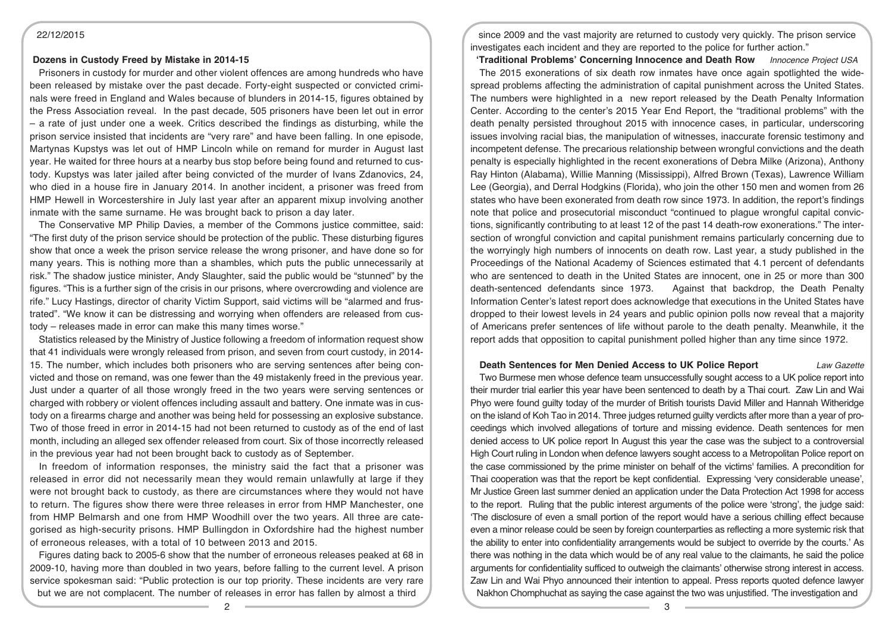22/12/2015

### Dozens in Custody Freed by Mistake in 2014-15

Prisoners in custody for murder and other violent offences are among hundreds who have been released by mistake over the past decade. Forty-eight suspected or convicted criminals were freed in England and Wales because of blunders in 2014-15, figures obtained by the Press Association reveal. In the past decade, 505 prisoners have been let out in error – a rate of just under one a week. Critics described the findings as disturbing, while the prison service insisted that incidents are "very rare" and have been falling. In one episode, Martynas Kupstys was let out of HMP Lincoln while on remand for murder in August last year. He waited for three hours at a nearby bus stop before being found and returned to custody. Kupstys was later jailed after being convicted of the murder of Ivans Zdanovics, 24, who died in a house fire in January 2014. In another incident, a prisoner was freed from HMP Hewell in Worcestershire in July last year after an apparent mixup involving another inmate with the same surname. He was brought back to prison a day later.

The Conservative MP Philip Davies, a member of the Commons justice committee, said: "The first duty of the prison service should be protection of the public. These disturbing figures show that once a week the prison service release the wrong prisoner, and have done so for many years. This is nothing more than a shambles, which puts the public unnecessarily at risk." The shadow justice minister, Andy Slaughter, said the public would be "stunned" by the figures. "This is a further sign of the crisis in our prisons, where overcrowding and violence are rife." Lucy Hastings, director of charity Victim Support, said victims will be "alarmed and frustrated". "We know it can be distressing and worrying when offenders are released from custody – releases made in error can make this many times worse."

Statistics released by the Ministry of Justice following a freedom of information request show that 41 individuals were wrongly released from prison, and seven from court custody, in 2014-15. The number, which includes both prisoners who are serving sentences after being convicted and those on remand, was one fewer than the 49 mistakenly freed in the previous year. Just under a quarter of all those wrongly freed in the two years were serving sentences or charged with robbery or violent offences including assault and battery. One inmate was in custody on a firearms charge and another was being held for possessing an explosive substance. Two of those freed in error in 2014-15 had not been returned to custody as of the end of last month, including an alleged sex offender released from court. Six of those incorrectly released in the previous year had not been brought back to custody as of September.

In freedom of information responses, the ministry said the fact that a prisoner was released in error did not necessarily mean they would remain unlawfully at large if they were not brought back to custody, as there are circumstances where they would not have to return. The figures show there were three releases in error from HMP Manchester, one from HMP Belmarsh and one from HMP Woodhill over the two years. All three are categorised as high-security prisons. HMP Bullingdon in Oxfordshire had the highest number of erroneous releases, with a total of 10 between 2013 and 2015.

Figures dating back to 2005-6 show that the number of erroneous releases peaked at 68 in 2009-10, having more than doubled in two years, before falling to the current level. A prison service spokesman said: "Public protection is our top priority. These incidents are very rare but we are not complacent. The number of releases in error has fallen by almost a third since 2009 and the vast majority are returned to custody very quickly. The prison service investigates each incident and they are reported to the police for further action."

### 'Traditional Problems' Concerning Innocence and Death Row *Innocence Project USA*

The 2015 exonerations of six death row inmates have once again spotlighted the widespread problems affecting the administration of capital punishment across the United States. The numbers were highlighted in a new report released by the Death Penalty Information Center. According to the center's 2015 Year End Report, the "traditional problems" with the death penalty persisted throughout 2015 with innocence cases, in particular, underscoring issues involving racial bias, the manipulation of witnesses, inaccurate forensic testimony and incompetent defense. The precarious relationship between wrongful convictions and the death penalty is especially highlighted in the recent exonerations of Debra Milke (Arizona), Anthony Ray Hinton (Alabama), Willie Manning (Mississippi), Alfred Brown (Texas), Lawrence William Lee (Georgia), and Derral Hodgkins (Florida), who join the other 150 men and women from 26 states who have been exonerated from death row since 1973. In addition, the report's findings note that police and prosecutorial misconduct "continued to plague wrongful capital convictions, significantly contributing to at least 12 of the past 14 death-row exonerations." The intersection of wrongful conviction and capital punishment remains particularly concerning due to the worryingly high numbers of innocents on death row. Last year, a study published in the Proceedings of the National Academy of Sciences estimated that 4.1 percent of defendants who are sentenced to death in the United States are innocent, one in 25 or more than 300 death-sentenced defendants since 1973. Against that backdrop, the Death Penalty Information Center's latest report does acknowledge that executions in the United States have dropped to their lowest levels in 24 years and public opinion polls now reveal that a majority of Americans prefer sentences of life without parole to the death penalty. Meanwhile, it the report adds that opposition to capital punishment polled higher than any time since 1972.

### Death Sentences for Men Denied Access to UK Police Report *Law Gazette*

Two Burmese men whose defence team unsuccessfully sought access to a UK police report into their murder trial earlier this year have been sentenced to death by a Thai court. Zaw Lin and Wai Phyo were found guilty today of the murder of British tourists David Miller and Hannah Witheridge on the island of Koh Tao in 2014. Three judges returned guilty verdicts after more than a year of proceedings which involved allegations of torture and missing evidence. Death sentences for men denied access to UK police report In August this year the case was the subject to a controversial High Court ruling in London when defence lawyers sought access to a Metropolitan Police report on the case commissioned by the prime minister on behalf of the victims' families. A precondition for Thai cooperation was that the report be kept confidential. Expressing 'very considerable unease', Mr Justice Green last summer denied an application under the Data Protection Act 1998 for access to the report. Ruling that the public interest arguments of the police were 'strong', the judge said: 'The disclosure of even a small portion of the report would have a serious chilling effect because even a minor release could be seen by foreign counterparties as reflecting a more systemic risk that the ability to enter into confidentiality arrangements would be subject to override by the courts.' As there was nothing in the data which would be of any real value to the claimants, he said the police arguments for confidentiality sufficed to outweigh the claimants' otherwise strong interest in access. Zaw Lin and Wai Phyo announced their intention to appeal. Press reports quoted defence lawyer Nakhon Chomphuchat as saying the case against the two was unjustified. 'The investigation and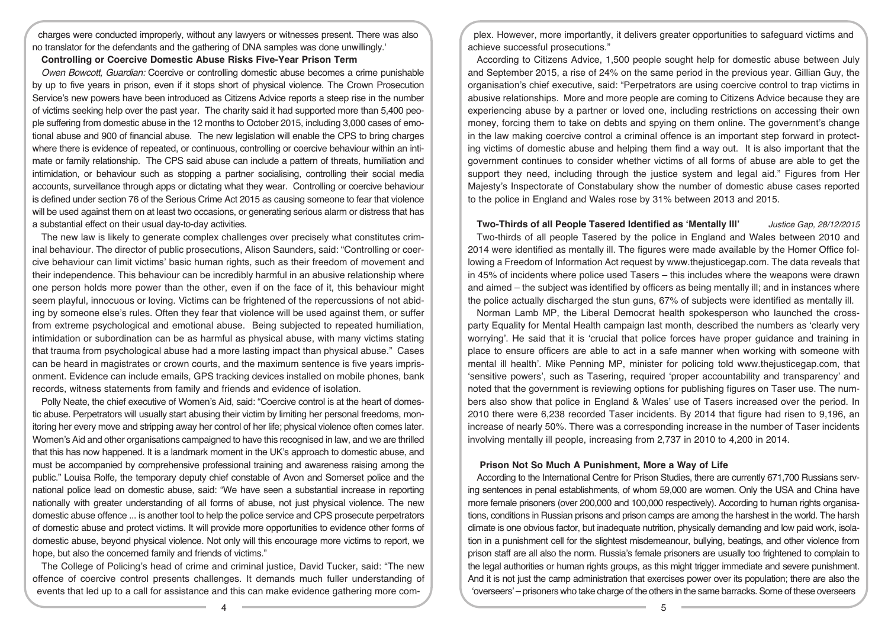charges were conducted improperly, without any lawyers or witnesses present. There was also no translator for the defendants and the gathering of DNA samples was done unwillingly.'

### Controlling or Coercive Domestic Abuse Risks Five-Year Prison Term

*Owen Bowcott, Guardian:* Coercive or controlling domestic abuse becomes a crime punishable by up to five years in prison, even if it stops short of physical violence. The Crown Prosecution Service's new powers have been introduced as Citizens Advice reports a steep rise in the number of victims seeking help over the past year. The charity said it had supported more than 5,400 people suffering from domestic abuse in the 12 months to October 2015, including 3,000 cases of emotional abuse and 900 of financial abuse. The new legislation will enable the CPS to bring charges where there is evidence of repeated, or continuous, controlling or coercive behaviour within an intimate or family relationship. The CPS said abuse can include a pattern of threats, humiliation and intimidation, or behaviour such as stopping a partner socialising, controlling their social media accounts, surveillance through apps or dictating what they wear. Controlling or coercive behaviour is defined under section 76 of the Serious Crime Act 2015 as causing someone to fear that violence will be used against them on at least two occasions, or generating serious alarm or distress that has a substantial effect on their usual day-to-day activities.

The new law is likely to generate complex challenges over precisely what constitutes criminal behaviour. The director of public prosecutions, Alison Saunders, said: "Controlling or coercive behaviour can limit victims' basic human rights, such as their freedom of movement and their independence. This behaviour can be incredibly harmful in an abusive relationship where one person holds more power than the other, even if on the face of it, this behaviour might seem playful, innocuous or loving. Victims can be frightened of the repercussions of not abiding by someone else's rules. Often they fear that violence will be used against them, or suffer from extreme psychological and emotional abuse. Being subjected to repeated humiliation, intimidation or subordination can be as harmful as physical abuse, with many victims stating that trauma from psychological abuse had a more lasting impact than physical abuse." Cases can be heard in magistrates or crown courts, and the maximum sentence is five years imprisonment. Evidence can include emails, GPS tracking devices installed on mobile phones, bank records, witness statements from family and friends and evidence of isolation.

Polly Neate, the chief executive of Women's Aid, said: "Coercive control is at the heart of domestic abuse. Perpetrators will usually start abusing their victim by limiting her personal freedoms, monitoring her every move and stripping away her control of her life; physical violence often comes later. Women's Aid and other organisations campaigned to have this recognised in law, and we are thrilled that this has now happened. It is a landmark moment in the UK's approach to domestic abuse, and must be accompanied by comprehensive professional training and awareness raising among the public." Louisa Rolfe, the temporary deputy chief constable of Avon and Somerset police and the national police lead on domestic abuse, said: "We have seen a substantial increase in reporting nationally with greater understanding of all forms of abuse, not just physical violence. The new domestic abuse offence ... is another tool to help the police service and CPS prosecute perpetrators of domestic abuse and protect victims. It will provide more opportunities to evidence other forms of domestic abuse, beyond physical violence. Not only will this encourage more victims to report, we hope, but also the concerned family and friends of victims."

The College of Policing's head of crime and criminal justice, David Tucker, said: "The new offence of coercive control presents challenges. It demands much fuller understanding of events that led up to a call for assistance and this can make evidence gathering more complex. However, more importantly, it delivers greater opportunities to safeguard victims and achieve successful prosecutions."

According to Citizens Advice, 1,500 people sought help for domestic abuse between July and September 2015, a rise of 24% on the same period in the previous year. Gillian Guy, the organisation's chief executive, said: "Perpetrators are using coercive control to trap victims in abusive relationships. More and more people are coming to Citizens Advice because they are experiencing abuse by a partner or loved one, including restrictions on accessing their own money, forcing them to take on debts and spying on them online. The government's change in the law making coercive control a criminal offence is an important step forward in protecting victims of domestic abuse and helping them find a way out. It is also important that the government continues to consider whether victims of all forms of abuse are able to get the support they need, including through the justice system and legal aid." Figures from Her Majesty's Inspectorate of Constabulary show the number of domestic abuse cases reported to the police in England and Wales rose by 31% between 2013 and 2015.

### Two-Thirds of all People Tasered Identified as 'Mentally Ill' *Justice Gap, 28/12/2015*

Two-thirds of all people Tasered by the police in England and Wales between 2010 and 2014 were identified as mentally ill. The figures were made available by the Homer Office following a Freedom of Information Act request by www.thejusticegap.com. The data reveals that in 45% of incidents where police used Tasers – this includes where the weapons were drawn and aimed – the subject was identified by officers as being mentally ill; and in instances where the police actually discharged the stun guns, 67% of subjects were identified as mentally ill.

Norman Lamb MP, the Liberal Democrat health spokesperson who launched the cross-party Equality for Mental Health campaign last month, described the numbers as 'clearly very worrying'. He said that it is 'crucial that police forces have proper guidance and training in place to ensure officers are able to act in a safe manner when working with someone with mental ill health'. Mike Penning MP, minister for policing told www.thejusticegap.com, that 'sensitive powers', such as Tasering, required 'proper accountability and transparency' and noted that the government is reviewing options for publishing figures on Taser use. The numbers also show that police in England & Wales' use of Tasers increased over the period. In 2010 there were 6,238 recorded Taser incidents. By 2014 that figure had risen to 9,196, an increase of nearly 50%. There was a corresponding increase in the number of Taser incidents involving mentally ill people, increasing from 2,737 in 2010 to 4,200 in 2014.

### Prison Not So Much A Punishment, More a Way of Life

According to the International Centre for Prison Studies, there are currently 671,700 Russians serving sentences in penal establishments, of whom 59,000 are women. Only the USA and China have more female prisoners (over 200,000 and 100,000 respectively). According to human rights organisations, conditions in Russian prisons and prison camps are among the harshest in the world. The harsh climate is one obvious factor, but inadequate nutrition, physically demanding and low paid work, isolation in a punishment cell for the slightest misdemeanour, bullying, beatings, and other violence from prison staff are all also the norm. Russia's female prisoners are usually too frightened to complain to the legal authorities or human rights groups, as this might trigger immediate and severe punishment. And it is not just the camp administration that exercises power over its population; there are also the 'overseers' – prisoners who take charge of the others in the same barracks. Some of these overseers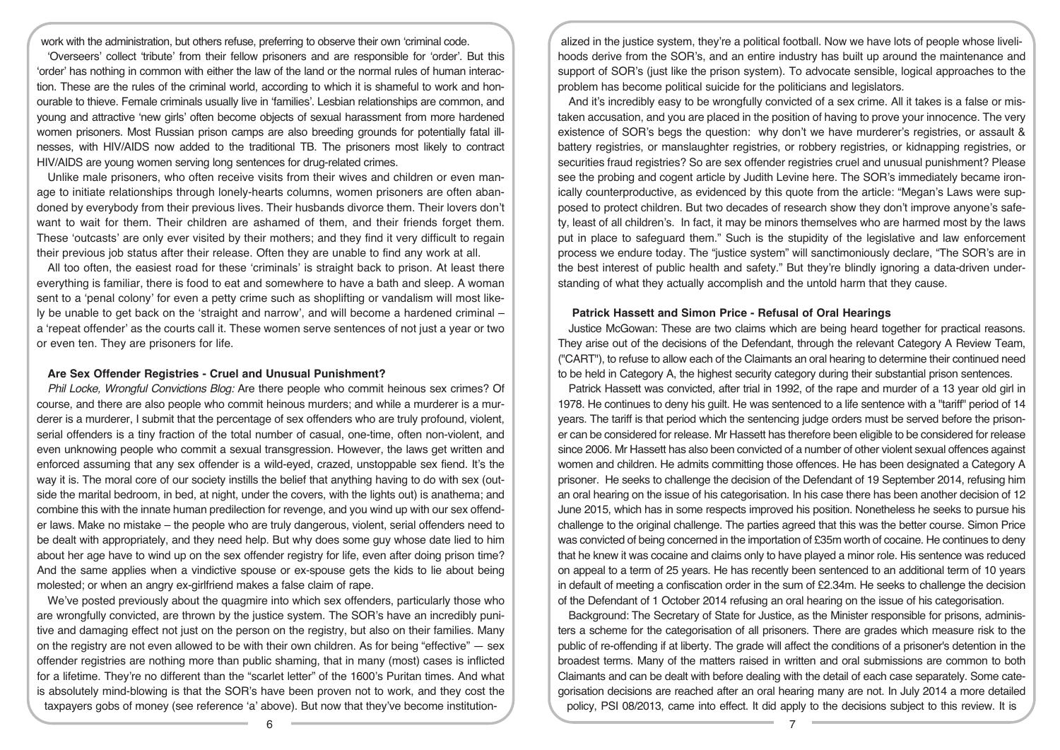work with the administration, but others refuse, preferring to observe their own 'criminal code.

'Overseers' collect 'tribute' from their fellow prisoners and are responsible for 'order'. But this 'order' has nothing in common with either the law of the land or the normal rules of human interaction. These are the rules of the criminal world, according to which it is shameful to work and honourable to thieve. Female criminals usually live in 'families'. Lesbian relationships are common, and young and attractive 'new girls' often become objects of sexual harassment from more hardened women prisoners. Most Russian prison camps are also breeding grounds for potentially fatal illnesses, with HIV/AIDS now added to the traditional TB. The prisoners most likely to contract HIV/AIDS are young women serving long sentences for drug-related crimes.

Unlike male prisoners, who often receive visits from their wives and children or even manage to initiate relationships through lonely-hearts columns, women prisoners are often abandoned by everybody from their previous lives. Their husbands divorce them. Their lovers don't want to wait for them. Their children are ashamed of them, and their friends forget them. These 'outcasts' are only ever visited by their mothers; and they find it very difficult to regain their previous job status after their release. Often they are unable to find any work at all.

All too often, the easiest road for these 'criminals' is straight back to prison. At least there everything is familiar, there is food to eat and somewhere to have a bath and sleep. A woman sent to a 'penal colony' for even a petty crime such as shoplifting or vandalism will most likely be unable to get back on the 'straight and narrow', and will become a hardened criminal – a 'repeat offender' as the courts call it. These women serve sentences of not just a year or two or even ten. They are prisoners for life.

## Are Sex Offender Registries - Cruel and Unusual Punishment?

*Phil Locke, Wrongful Convictions Blog:* Are there people who commit heinous sex crimes? Of course, and there are also people who commit heinous murders; and while a murderer is a murderer, I submit that the percentage of sex offenders who are truly profound, violent, serial offenders is a tiny fraction of the total number of casual, one-time, often non-violent, and even unknowing people who commit a sexual transgression. However, the laws get written and enforced assuming that any sex offender is a wild-eyed, crazed, unstoppable sex fiend. It's the way it is. The moral core of our society instills the belief that anything having to do with sex (outside the marital bedroom, in bed, at night, under the covers, with the lights out) is anathema; and combine this with the innate human predilection for revenge, and you wind up with our sex offender laws. Make no mistake – the people who are truly dangerous, violent, serial offenders need to be dealt with appropriately, and they need help. But why does some guy whose date lied to him about her age have to wind up on the sex offender registry for life, even after doing prison time? And the same applies when a vindictive spouse or ex-spouse gets the kids to lie about being molested; or when an angry ex-girlfriend makes a false claim of rape.

We've posted previously about the quagmire into which sex offenders, particularly those who are wrongfully convicted, are thrown by the justice system. The SOR's have an incredibly punitive and damaging effect not just on the person on the registry, but also on their families. Many on the registry are not even allowed to be with their own children. As for being "effective" — sex offender registries are nothing more than public shaming, that in many (most) cases is inflicted for a lifetime. They're no different than the "scarlet letter" of the 1600's Puritan times. And what is absolutely mind-blowing is that the SOR's have been proven not to work, and they cost the taxpayers gobs of money (see reference 'a' above). But now that they've become institutionalized in the justice system, they're a political football. Now we have lots of people whose livelihoods derive from the SOR's, and an entire industry has built up around the maintenance and support of SOR's (just like the prison system). To advocate sensible, logical approaches to the problem has become political suicide for the politicians and legislators.

And it's incredibly easy to be wrongfully convicted of a sex crime. All it takes is a false or mistaken accusation, and you are placed in the position of having to prove your innocence. The very existence of SOR's begs the question: why don't we have murderer's registries, or assault & battery registries, or manslaughter registries, or robbery registries, or kidnapping registries, or securities fraud registries? So are sex offender registries cruel and unusual punishment? Please see the probing and cogent article by Judith Levine here. The SOR's immediately became ironically counterproductive, as evidenced by this quote from the article: "Megan's Laws were supposed to protect children. But two decades of research show they don't improve anyone's safety, least of all children's. In fact, it may be minors themselves who are harmed most by the laws put in place to safeguard them." Such is the stupidity of the legislative and law enforcement process we endure today. The "justice system" will sanctimoniously declare, "The SOR's are in the best interest of public health and safety." But they're blindly ignoring a data-driven understanding of what they actually accomplish and the untold harm that they cause.

## Patrick Hassett and Simon Price - Refusal of Oral Hearings

Justice McGowan: These are two claims which are being heard together for practical reasons. They arise out of the decisions of the Defendant, through the relevant Category A Review Team, ("CART"), to refuse to allow each of the Claimants an oral hearing to determine their continued need to be held in Category A, the highest security category during their substantial prison sentences.

Patrick Hassett was convicted, after trial in 1992, of the rape and murder of a 13 year old girl in 1978. He continues to deny his guilt. He was sentenced to a life sentence with a "tariff" period of 14 years. The tariff is that period which the sentencing judge orders must be served before the prisoner can be considered for release. Mr Hassett has therefore been eligible to be considered for release since 2006. Mr Hassett has also been convicted of a number of other violent sexual offences against women and children. He admits committing those offences. He has been designated a Category A prisoner. He seeks to challenge the decision of the Defendant of 19 September 2014, refusing him an oral hearing on the issue of his categorisation. In his case there has been another decision of 12 June 2015, which has in some respects improved his position. Nonetheless he seeks to pursue his challenge to the original challenge. The parties agreed that this was the better course. Simon Price was convicted of being concerned in the importation of £35m worth of cocaine. He continues to deny that he knew it was cocaine and claims only to have played a minor role. His sentence was reduced on appeal to a term of 25 years. He has recently been sentenced to an additional term of 10 years in default of meeting a confiscation order in the sum of £2.34m. He seeks to challenge the decision of the Defendant of 1 October 2014 refusing an oral hearing on the issue of his categorisation.

Background: The Secretary of State for Justice, as the Minister responsible for prisons, administers a scheme for the categorisation of all prisoners. There are grades which measure risk to the public of re-offending if at liberty. The grade will affect the conditions of a prisoner's detention in the broadest terms. Many of the matters raised in written and oral submissions are common to both Claimants and can be dealt with before dealing with the detail of each case separately. Some categorisation decisions are reached after an oral hearing many are not. In July 2014 a more detailed policy, PSI 08/2013, came into effect. It did apply to the decisions subject to this review. It is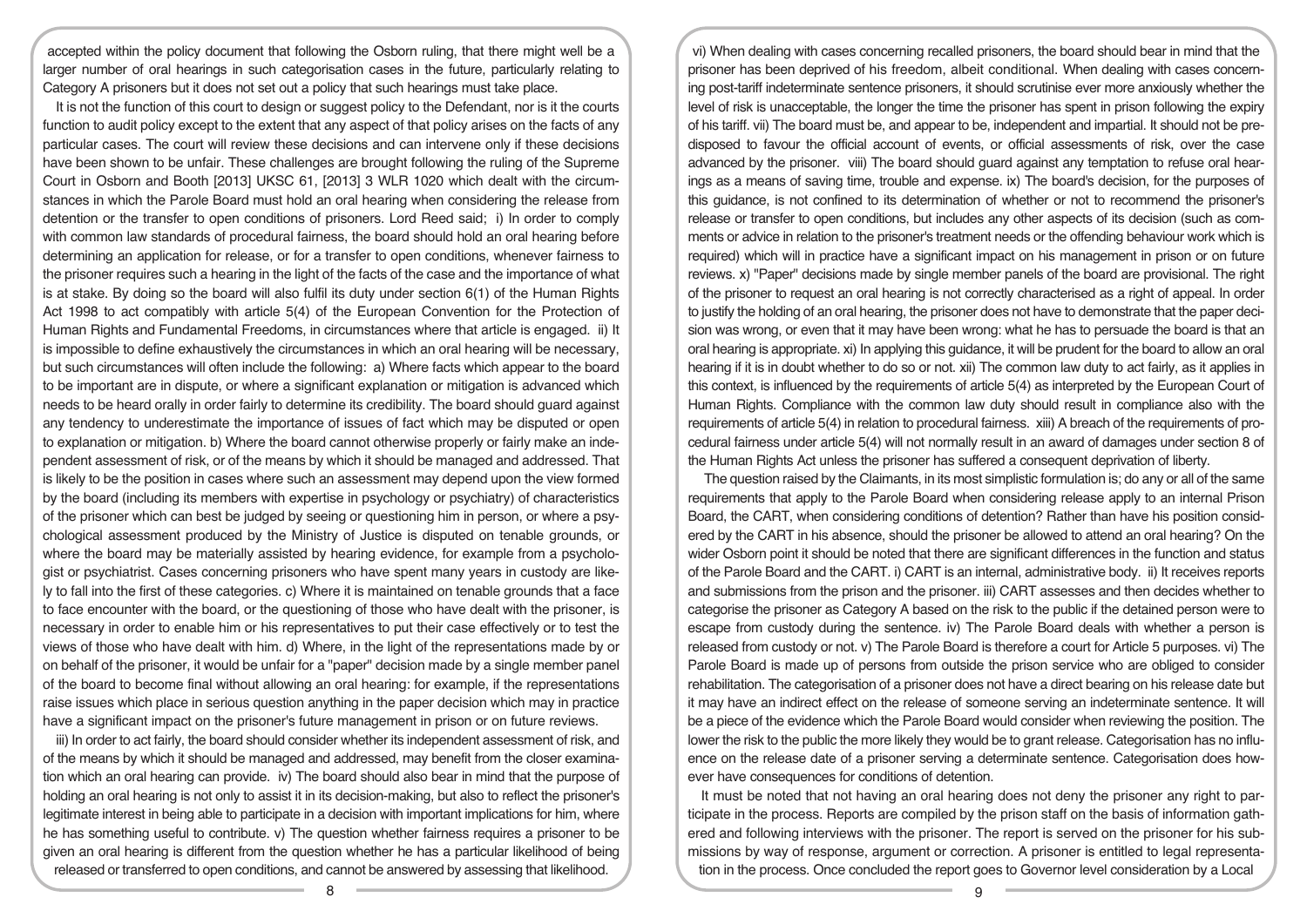accepted within the policy document that following the Osborn ruling, that there might well be a larger number of oral hearings in such categorisation cases in the future, particularly relating to Category A prisoners but it does not set out a policy that such hearings must take place.

It is not the function of this court to design or suggest policy to the Defendant, nor is it the courts function to audit policy except to the extent that any aspect of that policy arises on the facts of any particular cases. The court will review these decisions and can intervene only if these decisions have been shown to be unfair. These challenges are brought following the ruling of the Supreme Court in Osborn and Booth [2013] UKSC 61, [2013] 3 WLR 1020 which dealt with the circumstances in which the Parole Board must hold an oral hearing when considering the release from detention or the transfer to open conditions of prisoners. Lord Reed said; i) In order to comply with common law standards of procedural fairness, the board should hold an oral hearing before determining an application for release, or for a transfer to open conditions, whenever fairness to the prisoner requires such a hearing in the light of the facts of the case and the importance of what is at stake. By doing so the board will also fulfil its duty under section 6(1) of the Human Rights Act 1998 to act compatibly with article 5(4) of the European Convention for the Protection of Human Rights and Fundamental Freedoms, in circumstances where that article is engaged. ii) It is impossible to define exhaustively the circumstances in which an oral hearing will be necessary, but such circumstances will often include the following: a) Where facts which appear to the board to be important are in dispute, or where a significant explanation or mitigation is advanced which needs to be heard orally in order fairly to determine its credibility. The board should guard against any tendency to underestimate the importance of issues of fact which may be disputed or open to explanation or mitigation. b) Where the board cannot otherwise properly or fairly make an independent assessment of risk, or of the means by which it should be managed and addressed. That is likely to be the position in cases where such an assessment may depend upon the view formed by the board (including its members with expertise in psychology or psychiatry) of characteristics of the prisoner which can best be judged by seeing or questioning him in person, or where a psychological assessment produced by the Ministry of Justice is disputed on tenable grounds, or where the board may be materially assisted by hearing evidence, for example from a psychologist or psychiatrist. Cases concerning prisoners who have spent many years in custody are likely to fall into the first of these categories. c) Where it is maintained on tenable grounds that a face to face encounter with the board, or the questioning of those who have dealt with the prisoner, is necessary in order to enable him or his representatives to put their case effectively or to test the views of those who have dealt with him. d) Where, in the light of the representations made by or on behalf of the prisoner, it would be unfair for a "paper" decision made by a single member panel of the board to become final without allowing an oral hearing: for example, if the representations raise issues which place in serious question anything in the paper decision which may in practice have a significant impact on the prisoner's future management in prison or on future reviews.

iii) In order to act fairly, the board should consider whether its independent assessment of risk, and of the means by which it should be managed and addressed, may benefit from the closer examination which an oral hearing can provide. iv) The board should also bear in mind that the purpose of holding an oral hearing is not only to assist it in its decision-making, but also to reflect the prisoner's legitimate interest in being able to participate in a decision with important implications for him, where he has something useful to contribute. v) The question whether fairness requires a prisoner to be given an oral hearing is different from the question whether he has a particular likelihood of being released or transferred to open conditions, and cannot be answered by assessing that likelihood.

vi) When dealing with cases concerning recalled prisoners, the board should bear in mind that the prisoner has been deprived of his freedom, albeit conditional. When dealing with cases concerning post-tariff indeterminate sentence prisoners, it should scrutinise ever more anxiously whether the level of risk is unacceptable, the longer the time the prisoner has spent in prison following the expiry of his tariff. vii) The board must be, and appear to be, independent and impartial. It should not be predisposed to favour the official account of events, or official assessments of risk, over the case advanced by the prisoner. viii) The board should guard against any temptation to refuse oral hearings as a means of saving time, trouble and expense. ix) The board's decision, for the purposes of this guidance, is not confined to its determination of whether or not to recommend the prisoner's release or transfer to open conditions, but includes any other aspects of its decision (such as comments or advice in relation to the prisoner's treatment needs or the offending behaviour work which is required) which will in practice have a significant impact on his management in prison or on future reviews. x) "Paper" decisions made by single member panels of the board are provisional. The right of the prisoner to request an oral hearing is not correctly characterised as a right of appeal. In order to justify the holding of an oral hearing, the prisoner does not have to demonstrate that the paper decision was wrong, or even that it may have been wrong: what he has to persuade the board is that an oral hearing is appropriate. xi) In applying this guidance, it will be prudent for the board to allow an oral hearing if it is in doubt whether to do so or not. xii) The common law duty to act fairly, as it applies in this context, is influenced by the requirements of article 5(4) as interpreted by the European Court of Human Rights. Compliance with the common law duty should result in compliance also with the requirements of article 5(4) in relation to procedural fairness. xiii) A breach of the requirements of procedural fairness under article 5(4) will not normally result in an award of damages under section 8 of the Human Rights Act unless the prisoner has suffered a consequent deprivation of liberty.

The question raised by the Claimants, in its most simplistic formulation is; do any or all of the same requirements that apply to the Parole Board when considering release apply to an internal Prison Board, the CART, when considering conditions of detention? Rather than have his position considered by the CART in his absence, should the prisoner be allowed to attend an oral hearing? On the wider Osborn point it should be noted that there are significant differences in the function and status of the Parole Board and the CART. i) CART is an internal, administrative body. ii) It receives reports and submissions from the prison and the prisoner. iii) CART assesses and then decides whether to categorise the prisoner as Category A based on the risk to the public if the detained person were to escape from custody during the sentence. iv) The Parole Board deals with whether a person is released from custody or not. v) The Parole Board is therefore a court for Article 5 purposes. vi) The Parole Board is made up of persons from outside the prison service who are obliged to consider rehabilitation. The categorisation of a prisoner does not have a direct bearing on his release date but it may have an indirect effect on the release of someone serving an indeterminate sentence. It will be a piece of the evidence which the Parole Board would consider when reviewing the position. The lower the risk to the public the more likely they would be to grant release. Categorisation has no influence on the release date of a prisoner serving a determinate sentence. Categorisation does however have consequences for conditions of detention.

It must be noted that not having an oral hearing does not deny the prisoner any right to participate in the process. Reports are compiled by the prison staff on the basis of information gathered and following interviews with the prisoner. The report is served on the prisoner for his submissions by way of response, argument or correction. A prisoner is entitled to legal representation in the process. Once concluded the report goes to Governor level consideration by a Local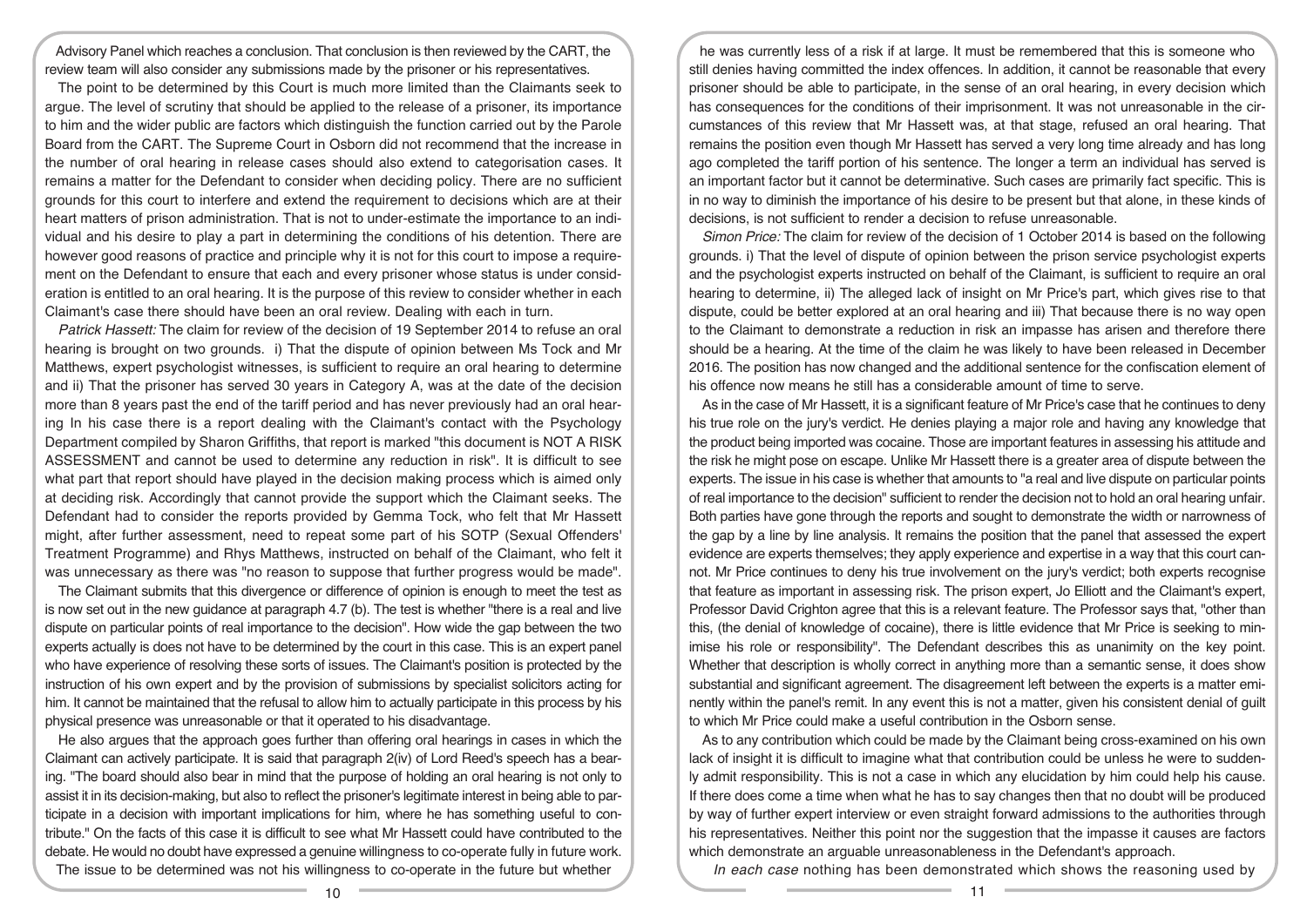Advisory Panel which reaches a conclusion. That conclusion is then reviewed by the CART, the review team will also consider any submissions made by the prisoner or his representatives.

The point to be determined by this Court is much more limited than the Claimants seek to argue. The level of scrutiny that should be applied to the release of a prisoner, its importance to him and the wider public are factors which distinguish the function carried out by the Parole Board from the CART. The Supreme Court in Osborn did not recommend that the increase in the number of oral hearing in release cases should also extend to categorisation cases. It remains a matter for the Defendant to consider when deciding policy. There are no sufficient grounds for this court to interfere and extend the requirement to decisions which are at their heart matters of prison administration. That is not to under-estimate the importance to an individual and his desire to play a part in determining the conditions of his detention. There are however good reasons of practice and principle why it is not for this court to impose a requirement on the Defendant to ensure that each and every prisoner whose status is under consideration is entitled to an oral hearing. It is the purpose of this review to consider whether in each Claimant's case there should have been an oral review. Dealing with each in turn.

*Patrick Hassett:* The claim for review of the decision of 19 September 2014 to refuse an oral hearing is brought on two grounds. i) That the dispute of opinion between Ms Tock and Mr Matthews, expert psychologist witnesses, is sufficient to require an oral hearing to determine and ii) That the prisoner has served 30 years in Category A, was at the date of the decision more than 8 years past the end of the tariff period and has never previously had an oral hearing In his case there is a report dealing with the Claimant's contact with the Psychology Department compiled by Sharon Griffiths, that report is marked "this document is NOT A RISK ASSESSMENT and cannot be used to determine any reduction in risk". It is difficult to see what part that report should have played in the decision making process which is aimed only at deciding risk. Accordingly that cannot provide the support which the Claimant seeks. The Defendant had to consider the reports provided by Gemma Tock, who felt that Mr Hassett might, after further assessment, need to repeat some part of his SOTP (Sexual Offenders' Treatment Programme) and Rhys Matthews, instructed on behalf of the Claimant, who felt it was unnecessary as there was "no reason to suppose that further progress would be made".

The Claimant submits that this divergence or difference of opinion is enough to meet the test as is now set out in the new guidance at paragraph 4.7 (b). The test is whether "there is a real and live dispute on particular points of real importance to the decision". How wide the gap between the two experts actually is does not have to be determined by the court in this case. This is an expert panel who have experience of resolving these sorts of issues. The Claimant's position is protected by the instruction of his own expert and by the provision of submissions by specialist solicitors acting for him. It cannot be maintained that the refusal to allow him to actually participate in this process by his physical presence was unreasonable or that it operated to his disadvantage.

He also argues that the approach goes further than offering oral hearings in cases in which the Claimant can actively participate. It is said that paragraph 2(iv) of Lord Reed's speech has a bearing. "The board should also bear in mind that the purpose of holding an oral hearing is not only to assist it in its decision-making, but also to reflect the prisoner's legitimate interest in being able to participate in a decision with important implications for him, where he has something useful to contribute." On the facts of this case it is difficult to see what Mr Hassett could have contributed to the debate. He would no doubt have expressed a genuine willingness to co-operate fully in future work.

The issue to be determined was not his willingness to co-operate in the future but whether he was currently less of a risk if at large. It must be remembered that this is someone who still denies having committed the index offences. In addition, it cannot be reasonable that every prisoner should be able to participate, in the sense of an oral hearing, in every decision which has consequences for the conditions of their imprisonment. It was not unreasonable in the circumstances of this review that Mr Hassett was, at that stage, refused an oral hearing. That remains the position even though Mr Hassett has served a very long time already and has long ago completed the tariff portion of his sentence. The longer a term an individual has served is an important factor but it cannot be determinative. Such cases are primarily fact specific. This is in no way to diminish the importance of his desire to be present but that alone, in these kinds of decisions, is not sufficient to render a decision to refuse unreasonable.

*Simon Price:* The claim for review of the decision of 1 October 2014 is based on the following grounds. i) That the level of dispute of opinion between the prison service psychologist experts and the psychologist experts instructed on behalf of the Claimant, is sufficient to require an oral hearing to determine, ii) The alleged lack of insight on Mr Price's part, which gives rise to that dispute, could be better explored at an oral hearing and iii) That because there is no way open to the Claimant to demonstrate a reduction in risk an impasse has arisen and therefore there should be a hearing. At the time of the claim he was likely to have been released in December 2016. The position has now changed and the additional sentence for the confiscation element of his offence now means he still has a considerable amount of time to serve.

As in the case of Mr Hassett, it is a significant feature of Mr Price's case that he continues to deny his true role on the jury's verdict. He denies playing a major role and having any knowledge that the product being imported was cocaine. Those are important features in assessing his attitude and the risk he might pose on escape. Unlike Mr Hassett there is a greater area of dispute between the experts. The issue in his case is whether that amounts to "a real and live dispute on particular points of real importance to the decision" sufficient to render the decision not to hold an oral hearing unfair. Both parties have gone through the reports and sought to demonstrate the width or narrowness of the gap by a line by line analysis. It remains the position that the panel that assessed the expert evidence are experts themselves; they apply experience and expertise in a way that this court cannot. Mr Price continues to deny his true involvement on the jury's verdict; both experts recognise that feature as important in assessing risk. The prison expert, Jo Elliott and the Claimant's expert, Professor David Crighton agree that this is a relevant feature. The Professor says that, "other than this, (the denial of knowledge of cocaine), there is little evidence that Mr Price is seeking to minimise his role or responsibility". The Defendant describes this as unanimity on the key point. Whether that description is wholly correct in anything more than a semantic sense, it does show substantial and significant agreement. The disagreement left between the experts is a matter eminently within the panel's remit. In any event this is not a matter, given his consistent denial of guilt to which Mr Price could make a useful contribution in the Osborn sense.

As to any contribution which could be made by the Claimant being cross-examined on his own lack of insight it is difficult to imagine what that contribution could be unless he were to suddenly admit responsibility. This is not a case in which any elucidation by him could help his cause. If there does come a time when what he has to say changes then that no doubt will be produced by way of further expert interview or even straight forward admissions to the authorities through his representatives. Neither this point nor the suggestion that the impasse it causes are factors which demonstrate an arguable unreasonableness in the Defendant's approach.

*In each case* nothing has been demonstrated which shows the reasoning used by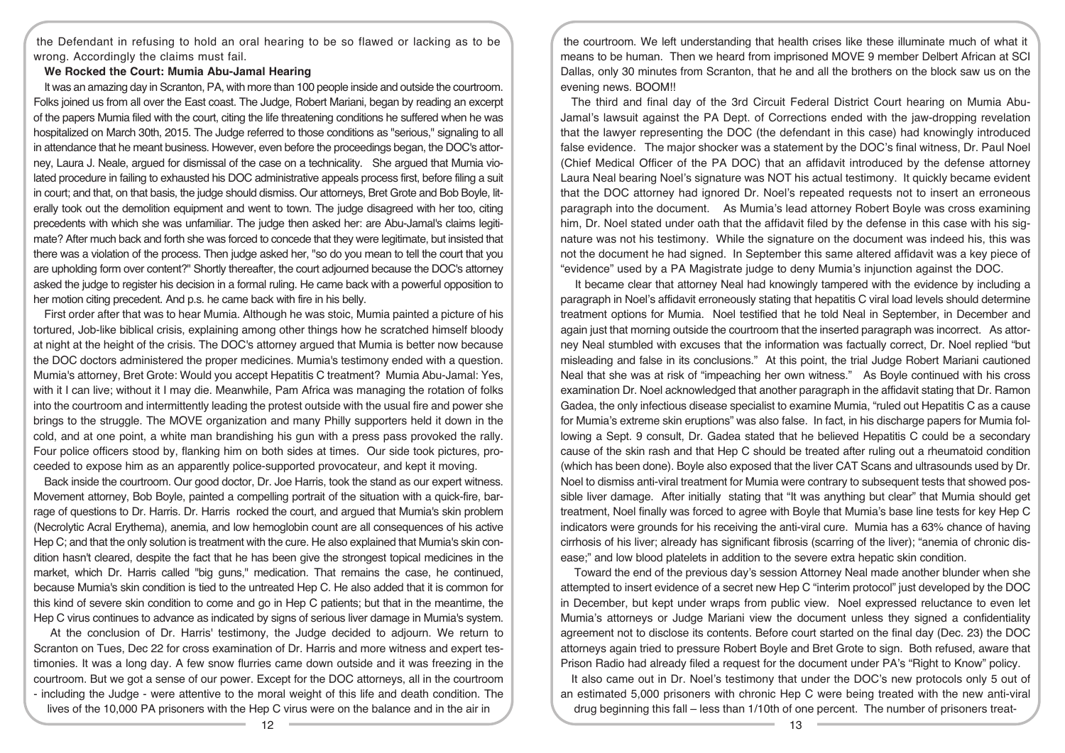the Defendant in refusing to hold an oral hearing to be so flawed or lacking as to be wrong. Accordingly the claims must fail.

**We Rocked the Court: Mumia Abu-Jamal Hearing**

It was an amazing day in Scranton, PA, with more than 100 people inside and outside the courtroom. Folks joined us from all over the East coast. The Judge, Robert Mariani, began by reading an excerpt of the papers Mumia filed with the court, citing the life threatening conditions he suffered when he was hospitalized on March 30th, 2015. The Judge referred to those conditions as "serious," signaling to all in attendance that he meant business. However, even before the proceedings began, the DOC's attorney, Laura J. Neale, argued for dismissal of the case on a technicality. She argued that Mumia violated procedure in failing to exhausted his DOC administrative appeals process first, before filing a suit in court; and that, on that basis, the judge should dismiss. Our attorneys, Bret Grote and Bob Boyle, literally took out the demolition equipment and went to town. The judge disagreed with her too, citing precedents with which she was unfamiliar. The judge then asked her: are Abu-Jamal's claims legitimate? After much back and forth she was forced to concede that they were legitimate, but insisted that there was a violation of the process. Then judge asked her, "so do you mean to tell the court that you are upholding form over content?" Shortly thereafter, the court adjourned because the DOC's attorney asked the judge to register his decision in a formal ruling. He came back with a powerful opposition to her motion citing precedent. And p.s. he came back with fire in his belly.

First order after that was to hear Mumia. Although he was stoic, Mumia painted a picture of his tortured, Job-like biblical crisis, explaining among other things how he scratched himself bloody at night at the height of the crisis. The DOC's attorney argued that Mumia is better now because the DOC doctors administered the proper medicines. Mumia's testimony ended with a question. Mumia's attorney, Bret Grote: Would you accept Hepatitis C treatment? Mumia Abu-Jamal: Yes, with it I can live; without it I may die. Meanwhile, Pam Africa was managing the rotation of folks into the courtroom and intermittently leading the protest outside with the usual fire and power she brings to the struggle. The MOVE organization and many Philly supporters held it down in the cold, and at one point, a white man brandishing his gun with a press pass provoked the rally. Four police officers stood by, flanking him on both sides at times. Our side took pictures, proceeded to expose him as an apparently police-supported provocateur, and kept it moving.

Back inside the courtroom. Our good doctor, Dr. Joe Harris, took the stand as our expert witness. Movement attorney, Bob Boyle, painted a compelling portrait of the situation with a quick-fire, barrage of questions to Dr. Harris. Dr. Harris rocked the court, and argued that Mumia's skin problem (Necrolytic Acral Erythema), anemia, and low hemoglobin count are all consequences of his active Hep C; and that the only solution is treatment with the cure. He also explained that Mumia's skin condition hasn't cleared, despite the fact that he has been give the strongest topical medicines in the market, which Dr. Harris called "big guns," medication. That remains the case, he continued, because Mumia's skin condition is tied to the untreated Hep C. He also added that it is common for this kind of severe skin condition to come and go in Hep C patients; but that in the meantime, the Hep C virus continues to advance as indicated by signs of serious liver damage in Mumia's system.

At the conclusion of Dr. Harris' testimony, the Judge decided to adjourn. We return to Scranton on Tues, Dec 22 for cross examination of Dr. Harris and more witness and expert testimonies. It was a long day. A few snow flurries came down outside and it was freezing in the courtroom. But we got a sense of our power. Except for the DOC attorneys, all in the courtroom - including the Judge - were attentive to the moral weight of this life and death condition. The lives of the 10,000 PA prisoners with the Hep C virus were on the balance and in the air in the courtroom. We left understanding that health crises like these illuminate much of what it means to be human. Then we heard from imprisoned MOVE 9 member Delbert African at SCI Dallas, only 30 minutes from Scranton, that he and all the brothers on the block saw us on the evening news. BOOM!!

The third and final day of the 3rd Circuit Federal District Court hearing on Mumia Abu-Jamal's lawsuit against the PA Dept. of Corrections ended with the jaw-dropping revelation that the lawyer representing the DOC (the defendant in this case) had knowingly introduced false evidence. The major shocker was a statement by the DOC's final witness, Dr. Paul Noel (Chief Medical Officer of the PA DOC) that an affidavit introduced by the defense attorney Laura Neal bearing Noel's signature was NOT his actual testimony. It quickly became evident that the DOC attorney had ignored Dr. Noel's repeated requests not to insert an erroneous paragraph into the document. As Mumia's lead attorney Robert Boyle was cross examining him, Dr. Noel stated under oath that the affidavit filed by the defense in this case with his signature was not his testimony. While the signature on the document was indeed his, this was not the document he had signed. In September this same altered affidavit was a key piece of "evidence" used by a PA Magistrate judge to deny Mumia's injunction against the DOC.

It became clear that attorney Neal had knowingly tampered with the evidence by including a paragraph in Noel's affidavit erroneously stating that hepatitis C viral load levels should determine treatment options for Mumia. Noel testified that he told Neal in September, in December and again just that morning outside the courtroom that the inserted paragraph was incorrect. As attorney Neal stumbled with excuses that the information was factually correct, Dr. Noel replied "but misleading and false in its conclusions." At this point, the trial Judge Robert Mariani cautioned Neal that she was at risk of "impeaching her own witness." As Boyle continued with his cross examination Dr. Noel acknowledged that another paragraph in the affidavit stating that Dr. Ramon Gadea, the only infectious disease specialist to examine Mumia, "ruled out Hepatitis C as a cause for Mumia's extreme skin eruptions" was also false. In fact, in his discharge papers for Mumia following a Sept. 9 consult, Dr. Gadea stated that he believed Hepatitis C could be a secondary cause of the skin rash and that Hep C should be treated after ruling out a rheumatoid condition (which has been done). Boyle also exposed that the liver CAT Scans and ultrasounds used by Dr. Noel to dismiss anti-viral treatment for Mumia were contrary to subsequent tests that showed possible liver damage. After initially stating that "It was anything but clear" that Mumia should get treatment, Noel finally was forced to agree with Boyle that Mumia's base line tests for key Hep C indicators were grounds for his receiving the anti-viral cure. Mumia has a 63% chance of having cirrhosis of his liver; already has significant fibrosis (scarring of the liver); "anemia of chronic disease;" and low blood platelets in addition to the severe extra hepatic skin condition.

Toward the end of the previous day's session Attorney Neal made another blunder when she attempted to insert evidence of a secret new Hep C "interim protocol" just developed by the DOC in December, but kept under wraps from public view. Noel expressed reluctance to even let Mumia's attorneys or Judge Mariani view the document unless they signed a confidentiality agreement not to disclose its contents. Before court started on the final day (Dec. 23) the DOC attorneys again tried to pressure Robert Boyle and Bret Grote to sign. Both refused, aware that Prison Radio had already filed a request for the document under PA's "Right to Know" policy.

It also came out in Dr. Noel's testimony that under the DOC's new protocols only 5 out of an estimated 5,000 prisoners with chronic Hep C were being treated with the new anti-viral drug beginning this fall – less than 1/10th of one percent. The number of prisoners treat-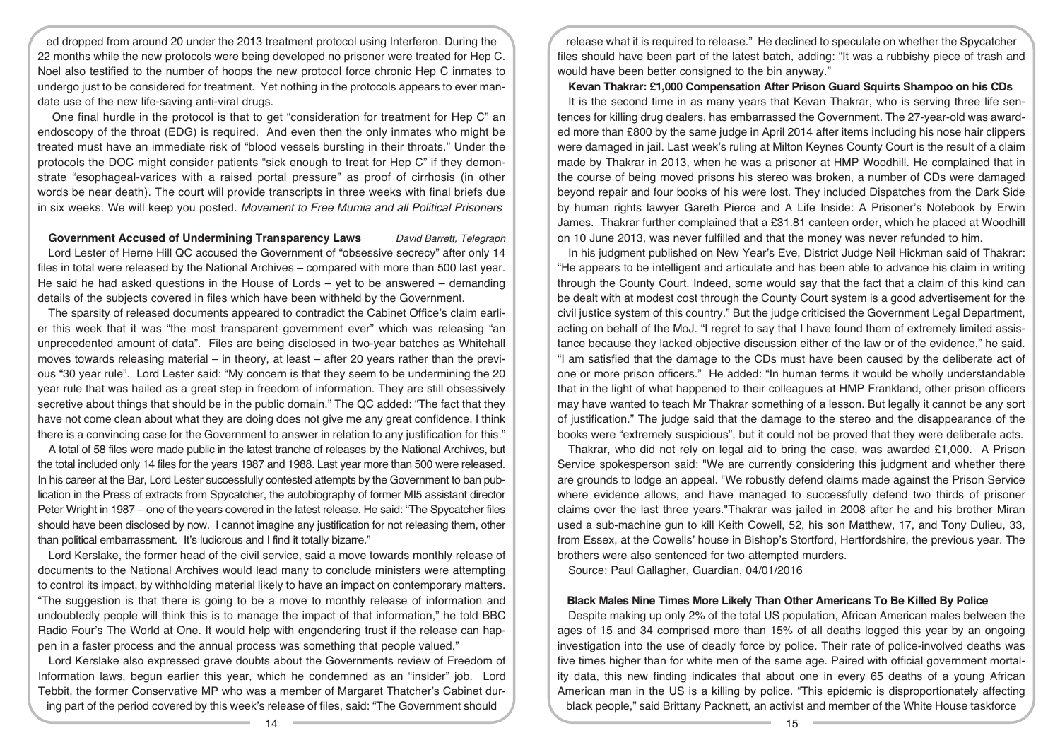ed dropped from around 20 under the 2013 treatment protocol using Interferon. During the 22 months while the new protocols were being developed no prisoner were treated for Hep C. Noel also testified to the number of hoops the new protocol force chronic Hep C inmates to undergo just to be considered for treatment. Yet nothing in the protocols appears to ever mandate use of the new life-saving anti-viral drugs.

One final hurdle in the protocol is that to get "consideration for treatment for Hep C" an endoscopy of the throat (EDG) is required. And even then the only inmates who might be treated must have an immediate risk of "blood vessels bursting in their throats." Under the protocols the DOC might consider patients "sick enough to treat for Hep C" if they demonstrate "esophageal-varices with a raised portal pressure" as proof of cirrhosis (in other words be near death). The court will provide transcripts in three weeks with final briefs due in six weeks. We will keep you posted. *Movement to Free Mumia and all Political Prisoners*

**Government Accused of Undermining Transparency Laws** *David Barrett, Telegraph*

Lord Lester of Herne Hill QC accused the Government of "obsessive secrecy" after only 14 files in total were released by the National Archives – compared with more than 500 last year. He said he had asked questions in the House of Lords – yet to be answered – demanding details of the subjects covered in files which have been withheld by the Government.

The sparsity of released documents appeared to contradict the Cabinet Office's claim earlier this week that it was "the most transparent government ever" which was releasing "an unprecedented amount of data". Files are being disclosed in two-year batches as Whitehall moves towards releasing material – in theory, at least – after 20 years rather than the previous "30 year rule". Lord Lester said: "My concern is that they seem to be undermining the 20 year rule that was hailed as a great step in freedom of information. They are still obsessively secretive about things that should be in the public domain." The QC added: "The fact that they have not come clean about what they are doing does not give me any great confidence. I think there is a convincing case for the Government to answer in relation to any justification for this."

A total of 58 files were made public in the latest tranche of releases by the National Archives, but the total included only 14 files for the years 1987 and 1988. Last year more than 500 were released. In his career at the Bar, Lord Lester successfully contested attempts by the Government to ban publication in the Press of extracts from Spycatcher, the autobiography of former MI5 assistant director Peter Wright in 1987 – one of the years covered in the latest release. He said: "The Spycatcher files should have been disclosed by now. I cannot imagine any justification for not releasing them, other than political embarrassment. It's ludicrous and I find it totally bizarre."

Lord Kerslake, the former head of the civil service, said a move towards monthly release of documents to the National Archives would lead many to conclude ministers were attempting to control its impact, by withholding material likely to have an impact on contemporary matters. "The suggestion is that there is going to be a move to monthly release of information and undoubtedly people will think this is to manage the impact of that information," he told BBC Radio Four's The World at One. It would help with engendering trust if the release can happen in a faster process and the annual process was something that people valued."

Lord Kerslake also expressed grave doubts about the Governments review of Freedom of Information laws, begun earlier this year, which he condemned as an "insider" job. Lord Tebbit, the former Conservative MP who was a member of Margaret Thatcher's Cabinet during part of the period covered by this week's release of files, said: "The Government should release what it is required to release." He declined to speculate on whether the Spycatcher files should have been part of the latest batch, adding: "It was a rubbishy piece of trash and would have been better consigned to the bin anyway."

**Kevan Thakrar: £1,000 Compensation After Prison Guard Squirts Shampoo on his CDs**

It is the second time in as many years that Kevan Thakrar, who is serving three life sentences for killing drug dealers, has embarrassed the Government. The 27-year-old was awarded more than £800 by the same judge in April 2014 after items including his nose hair clippers were damaged in jail. Last week's ruling at Milton Keynes County Court is the result of a claim made by Thakrar in 2013, when he was a prisoner at HMP Woodhill. He complained that in the course of being moved prisons his stereo was broken, a number of CDs were damaged beyond repair and four books of his were lost. They included Dispatches from the Dark Side by human rights lawyer Gareth Pierce and A Life Inside: A Prisoner's Notebook by Erwin James. Thakrar further complained that a £31.81 canteen order, which he placed at Woodhill on 10 June 2013, was never fulfilled and that the money was never refunded to him.

In his judgment published on New Year's Eve, District Judge Neil Hickman said of Thakrar: "He appears to be intelligent and articulate and has been able to advance his claim in writing through the County Court. Indeed, some would say that the fact that a claim of this kind can be dealt with at modest cost through the County Court system is a good advertisement for the civil justice system of this country." But the judge criticised the Government Legal Department, acting on behalf of the MoJ. "I regret to say that I have found them of extremely limited assistance because they lacked objective discussion either of the law or of the evidence," he said. "I am satisfied that the damage to the CDs must have been caused by the deliberate act of one or more prison officers." He added: "In human terms it would be wholly understandable that in the light of what happened to their colleagues at HMP Frankland, other prison officers may have wanted to teach Mr Thakrar something of a lesson. But legally it cannot be any sort of justification." The judge said that the damage to the stereo and the disappearance of the books were "extremely suspicious", but it could not be proved that they were deliberate acts.

Thakrar, who did not rely on legal aid to bring the case, was awarded £1,000. A Prison Service spokesperson said: "We are currently considering this judgment and whether there are grounds to lodge an appeal. "We robustly defend claims made against the Prison Service where evidence allows, and have managed to successfully defend two thirds of prisoner claims over the last three years."Thakrar was jailed in 2008 after he and his brother Miran used a sub-machine gun to kill Keith Cowell, 52, his son Matthew, 17, and Tony Dulieu, 33, from Essex, at the Cowells' house in Bishop's Stortford, Hertfordshire, the previous year. The brothers were also sentenced for two attempted murders.

Source: Paul Gallagher, Guardian, 04/01/2016

**Black Males Nine Times More Likely Than Other Americans To Be Killed By Police**

Despite making up only 2% of the total US population, African American males between the ages of 15 and 34 comprised more than 15% of all deaths logged this year by an ongoing investigation into the use of deadly force by police. Their rate of police-involved deaths was five times higher than for white men of the same age. Paired with official government mortality data, this new finding indicates that about one in every 65 deaths of a young African American man in the US is a killing by police. "This epidemic is disproportionately affecting black people," said Brittany Packnett, an activist and member of the White House taskforce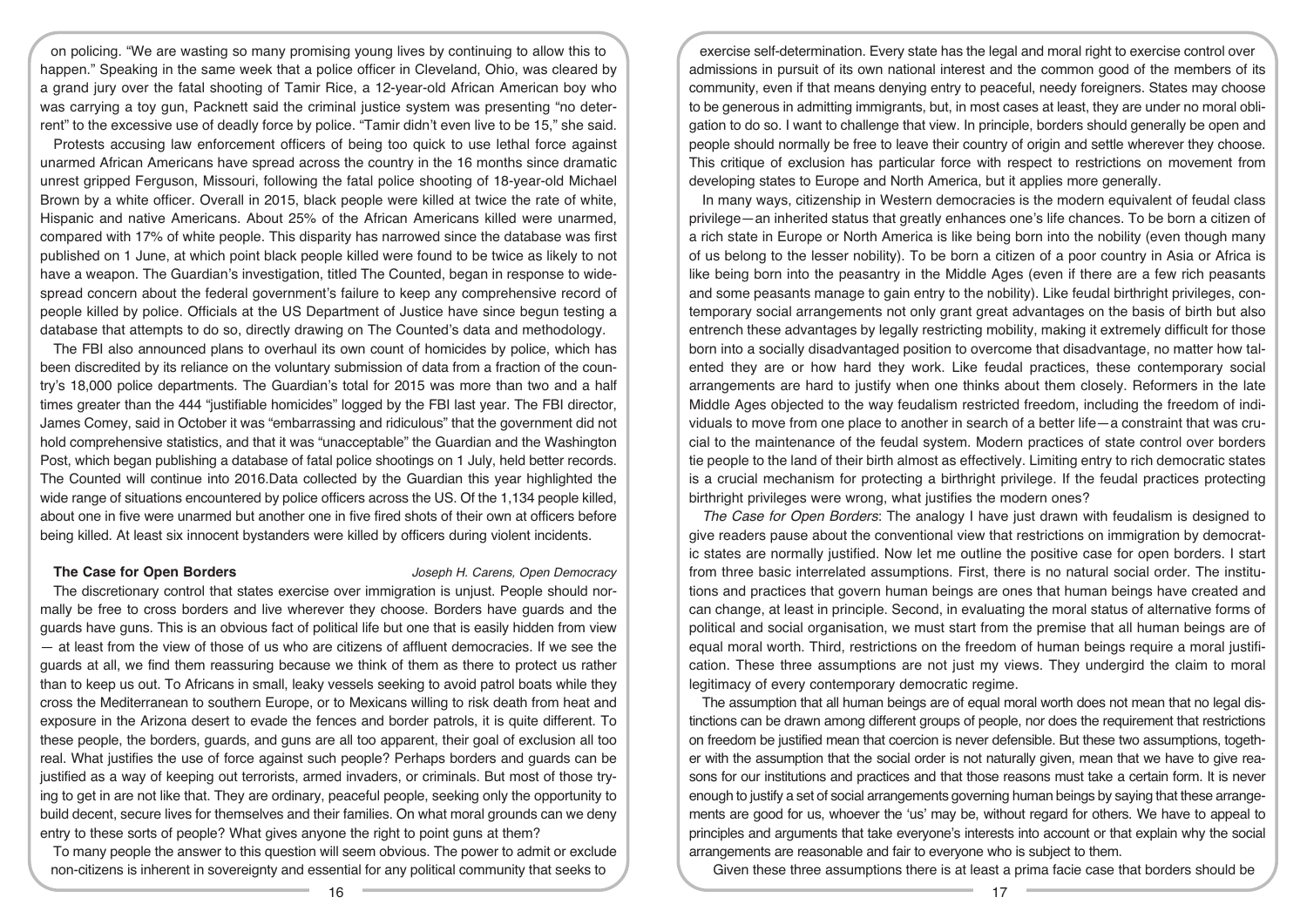on policing. "We are wasting so many promising young lives by continuing to allow this to happen." Speaking in the same week that a police officer in Cleveland, Ohio, was cleared by a grand jury over the fatal shooting of Tamir Rice, a 12-year-old African American boy who was carrying a toy gun, Packnett said the criminal justice system was presenting "no deterrent" to the excessive use of deadly force by police. "Tamir didn't even live to be 15," she said.

Protests accusing law enforcement officers of being too quick to use lethal force against unarmed African Americans have spread across the country in the 16 months since dramatic unrest gripped Ferguson, Missouri, following the fatal police shooting of 18-year-old Michael Brown by a white officer. Overall in 2015, black people were killed at twice the rate of white, Hispanic and native Americans. About 25% of the African Americans killed were unarmed, compared with 17% of white people. This disparity has narrowed since the database was first published on 1 June, at which point black people killed were found to be twice as likely to not have a weapon. The Guardian's investigation, titled The Counted, began in response to widespread concern about the federal government's failure to keep any comprehensive record of people killed by police. Officials at the US Department of Justice have since begun testing a database that attempts to do so, directly drawing on The Counted's data and methodology.

The FBI also announced plans to overhaul its own count of homicides by police, which has been discredited by its reliance on the voluntary submission of data from a fraction of the country's 18,000 police departments. The Guardian's total for 2015 was more than two and a half times greater than the 444 "justifiable homicides" logged by the FBI last year. The FBI director, James Comey, said in October it was "embarrassing and ridiculous" that the government did not hold comprehensive statistics, and that it was "unacceptable" the Guardian and the Washington Post, which began publishing a database of fatal police shootings on 1 July, held better records. The Counted will continue into 2016.Data collected by the Guardian this year highlighted the wide range of situations encountered by police officers across the US. Of the 1,134 people killed, about one in five were unarmed but another one in five fired shots of their own at officers before being killed. At least six innocent bystanders were killed by officers during violent incidents.

## The Case for Open Borders

*Joseph H. Carens, Open Democracy*

The discretionary control that states exercise over immigration is unjust. People should normally be free to cross borders and live wherever they choose. Borders have guards and the guards have guns. This is an obvious fact of political life but one that is easily hidden from view — at least from the view of those of us who are citizens of affluent democracies. If we see the guards at all, we find them reassuring because we think of them as there to protect us rather than to keep us out. To Africans in small, leaky vessels seeking to avoid patrol boats while they cross the Mediterranean to southern Europe, or to Mexicans willing to risk death from heat and exposure in the Arizona desert to evade the fences and border patrols, it is quite different. To these people, the borders, guards, and guns are all too apparent, their goal of exclusion all too real. What justifies the use of force against such people? Perhaps borders and guards can be justified as a way of keeping out terrorists, armed invaders, or criminals. But most of those trying to get in are not like that. They are ordinary, peaceful people, seeking only the opportunity to build decent, secure lives for themselves and their families. On what moral grounds can we deny entry to these sorts of people? What gives anyone the right to point guns at them?

To many people the answer to this question will seem obvious. The power to admit or exclude non-citizens is inherent in sovereignty and essential for any political community that seeks to exercise self-determination. Every state has the legal and moral right to exercise control over admissions in pursuit of its own national interest and the common good of the members of its community, even if that means denying entry to peaceful, needy foreigners. States may choose to be generous in admitting immigrants, but, in most cases at least, they are under no moral obligation to do so. I want to challenge that view. In principle, borders should generally be open and people should normally be free to leave their country of origin and settle wherever they choose. This critique of exclusion has particular force with respect to restrictions on movement from developing states to Europe and North America, but it applies more generally.

In many ways, citizenship in Western democracies is the modern equivalent of feudal class privilege—an inherited status that greatly enhances one's life chances. To be born a citizen of a rich state in Europe or North America is like being born into the nobility (even though many of us belong to the lesser nobility). To be born a citizen of a poor country in Asia or Africa is like being born into the peasantry in the Middle Ages (even if there are a few rich peasants and some peasants manage to gain entry to the nobility). Like feudal birthright privileges, contemporary social arrangements not only grant great advantages on the basis of birth but also entrench these advantages by legally restricting mobility, making it extremely difficult for those born into a socially disadvantaged position to overcome that disadvantage, no matter how talented they are or how hard they work. Like feudal practices, these contemporary social arrangements are hard to justify when one thinks about them closely. Reformers in the late Middle Ages objected to the way feudalism restricted freedom, including the freedom of individuals to move from one place to another in search of a better life—a constraint that was crucial to the maintenance of the feudal system. Modern practices of state control over borders tie people to the land of their birth almost as effectively. Limiting entry to rich democratic states is a crucial mechanism for protecting a birthright privilege. If the feudal practices protecting birthright privileges were wrong, what justifies the modern ones?

*The Case for Open Borders*: The analogy I have just drawn with feudalism is designed to give readers pause about the conventional view that restrictions on immigration by democratic states are normally justified. Now let me outline the positive case for open borders. I start from three basic interrelated assumptions. First, there is no natural social order. The institutions and practices that govern human beings are ones that human beings have created and can change, at least in principle. Second, in evaluating the moral status of alternative forms of political and social organisation, we must start from the premise that all human beings are of equal moral worth. Third, restrictions on the freedom of human beings require a moral justification. These three assumptions are not just my views. They undergird the claim to moral legitimacy of every contemporary democratic regime.

The assumption that all human beings are of equal moral worth does not mean that no legal distinctions can be drawn among different groups of people, nor does the requirement that restrictions on freedom be justified mean that coercion is never defensible. But these two assumptions, together with the assumption that the social order is not naturally given, mean that we have to give reasons for our institutions and practices and that those reasons must take a certain form. It is never enough to justify a set of social arrangements governing human beings by saying that these arrangements are good for us, whoever the 'us' may be, without regard for others. We have to appeal to principles and arguments that take everyone's interests into account or that explain why the social arrangements are reasonable and fair to everyone who is subject to them.

Given these three assumptions there is at least a prima facie case that borders should be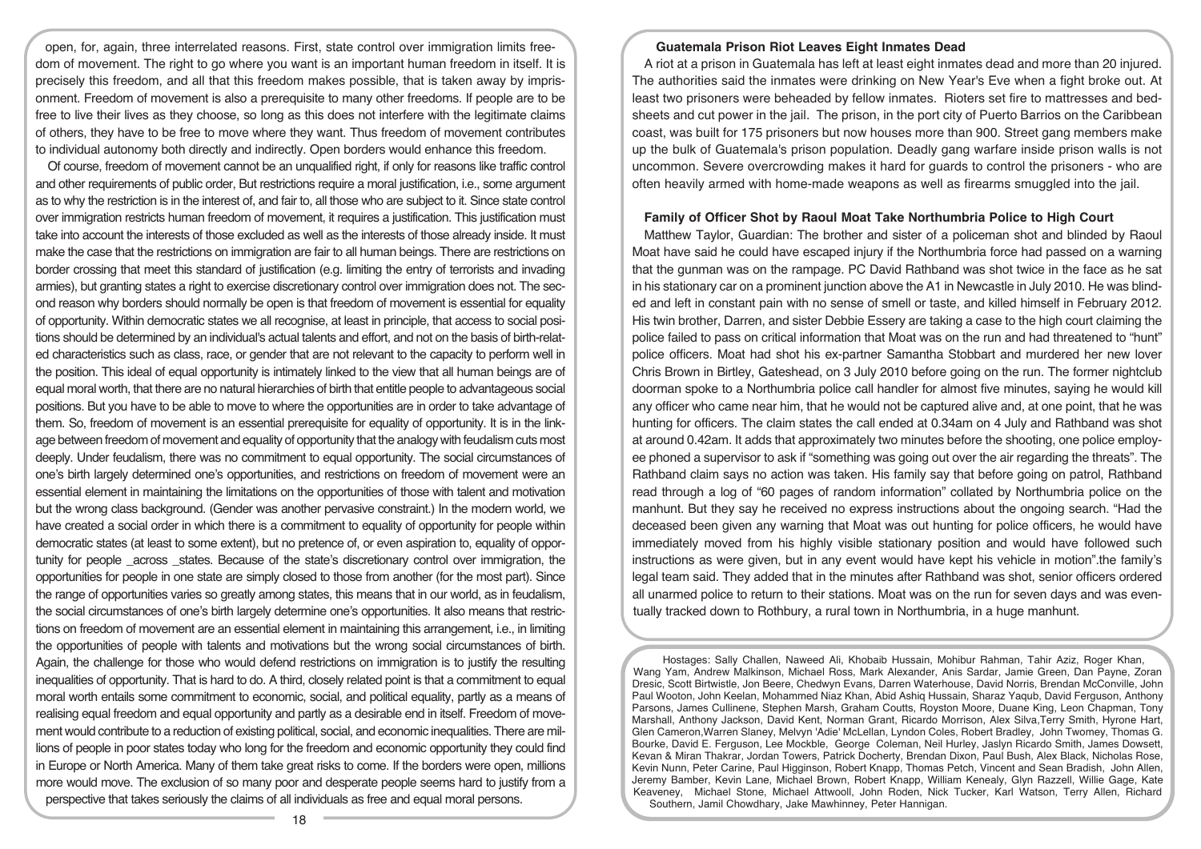open, for, again, three interrelated reasons. First, state control over immigration limits freedom of movement. The right to go where you want is an important human freedom in itself. It is precisely this freedom, and all that this freedom makes possible, that is taken away by imprisonment. Freedom of movement is also a prerequisite to many other freedoms. If people are to be free to live their lives as they choose, so long as this does not interfere with the legitimate claims of others, they have to be free to move where they want. Thus freedom of movement contributes to individual autonomy both directly and indirectly. Open borders would enhance this freedom.

Of course, freedom of movement cannot be an unqualified right, if only for reasons like traffic control and other requirements of public order, But restrictions require a moral justification, i.e., some argument as to why the restriction is in the interest of, and fair to, all those who are subject to it. Since state control over immigration restricts human freedom of movement, it requires a justification. This justification must take into account the interests of those excluded as well as the interests of those already inside. It must make the case that the restrictions on immigration are fair to all human beings. There are restrictions on border crossing that meet this standard of justification (e.g. limiting the entry of terrorists and invading armies), but granting states a right to exercise discretionary control over immigration does not. The second reason why borders should normally be open is that freedom of movement is essential for equality of opportunity. Within democratic states we all recognise, at least in principle, that access to social positions should be determined by an individual's actual talents and effort, and not on the basis of birth-related characteristics such as class, race, or gender that are not relevant to the capacity to perform well in the position. This ideal of equal opportunity is intimately linked to the view that all human beings are of equal moral worth, that there are no natural hierarchies of birth that entitle people to advantageous social positions. But you have to be able to move to where the opportunities are in order to take advantage of them. So, freedom of movement is an essential prerequisite for equality of opportunity. It is in the linkage between freedom of movement and equality of opportunity that the analogy with feudalism cuts most deeply. Under feudalism, there was no commitment to equal opportunity. The social circumstances of one's birth largely determined one's opportunities, and restrictions on freedom of movement were an essential element in maintaining the limitations on the opportunities of those with talent and motivation but the wrong class background. (Gender was another pervasive constraint.) In the modern world, we have created a social order in which there is a commitment to equality of opportunity for people within democratic states (at least to some extent), but no pretence of, or even aspiration to, equality of opportunity for people _across _states. Because of the state's discretionary control over immigration, the opportunities for people in one state are simply closed to those from another (for the most part). Since the range of opportunities varies so greatly among states, this means that in our world, as in feudalism, the social circumstances of one's birth largely determine one's opportunities. It also means that restrictions on freedom of movement are an essential element in maintaining this arrangement, i.e., in limiting the opportunities of people with talents and motivations but the wrong social circumstances of birth. Again, the challenge for those who would defend restrictions on immigration is to justify the resulting inequalities of opportunity. That is hard to do. A third, closely related point is that a commitment to equal moral worth entails some commitment to economic, social, and political equality, partly as a means of realising equal freedom and equal opportunity and partly as a desirable end in itself. Freedom of movement would contribute to a reduction of existing political, social, and economic inequalities. There are millions of people in poor states today who long for the freedom and economic opportunity they could find in Europe or North America. Many of them take great risks to come. If the borders were open, millions more would move. The exclusion of so many poor and desperate people seems hard to justify from a perspective that takes seriously the claims of all individuals as free and equal moral persons.

### Guatemala Prison Riot Leaves Eight Inmates Dead

A riot at a prison in Guatemala has left at least eight inmates dead and more than 20 injured. The authorities said the inmates were drinking on New Year's Eve when a fight broke out. At least two prisoners were beheaded by fellow inmates. Rioters set fire to mattresses and bedsheets and cut power in the jail. The prison, in the port city of Puerto Barrios on the Caribbean coast, was built for 175 prisoners but now houses more than 900. Street gang members make up the bulk of Guatemala's prison population. Deadly gang warfare inside prison walls is not uncommon. Severe overcrowding makes it hard for guards to control the prisoners - who are often heavily armed with home-made weapons as well as firearms smuggled into the jail.

### Family of Officer Shot by Raoul Moat Take Northumbria Police to High Court

Matthew Taylor, Guardian: The brother and sister of a policeman shot and blinded by Raoul Moat have said he could have escaped injury if the Northumbria force had passed on a warning that the gunman was on the rampage. PC David Rathband was shot twice in the face as he sat in his stationary car on a prominent junction above the A1 in Newcastle in July 2010. He was blinded and left in constant pain with no sense of smell or taste, and killed himself in February 2012. His twin brother, Darren, and sister Debbie Essery are taking a case to the high court claiming the police failed to pass on critical information that Moat was on the run and had threatened to "hunt" police officers. Moat had shot his ex-partner Samantha Stobbart and murdered her new lover Chris Brown in Birtley, Gateshead, on 3 July 2010 before going on the run. The former nightclub doorman spoke to a Northumbria police call handler for almost five minutes, saying he would kill any officer who came near him, that he would not be captured alive and, at one point, that he was hunting for officers. The claim states the call ended at 0.34am on 4 July and Rathband was shot at around 0.42am. It adds that approximately two minutes before the shooting, one police employee phoned a supervisor to ask if "something was going out over the air regarding the threats". The Rathband claim says no action was taken. His family say that before going on patrol, Rathband read through a log of "60 pages of random information" collated by Northumbria police on the manhunt. But they say he received no express instructions about the ongoing search. "Had the deceased been given any warning that Moat was out hunting for police officers, he would have immediately moved from his highly visible stationary position and would have followed such instructions as were given, but in any event would have kept his vehicle in motion".the family's legal team said. They added that in the minutes after Rathband was shot, senior officers ordered all unarmed police to return to their stations. Moat was on the run for seven days and was eventually tracked down to Rothbury, a rural town in Northumbria, in a huge manhunt.

Hostages: Sally Challen, Naweed Ali, Khobaib Hussain, Mohibur Rahman, Tahir Aziz, Roger Khan, Wang Yam, Andrew Malkinson, Michael Ross, Mark Alexander, Anis Sardar, Jamie Green, Dan Payne, Zoran Dresic, Scott Birtwistle, Jon Beere, Chedwyn Evans, Darren Waterhouse, David Norris, Brendan McConville, John Paul Wooton, John Keelan, Mohammed Niaz Khan, Abid Ashiq Hussain, Sharaz Yaqub, David Ferguson, Anthony Parsons, James Cullinene, Stephen Marsh, Graham Coutts, Royston Moore, Duane King, Leon Chapman, Tony Marshall, Anthony Jackson, David Kent, Norman Grant, Ricardo Morrison, Alex Silva,Terry Smith, Hyrone Hart, Glen Cameron,Warren Slaney, Melvyn 'Adie' McLellan, Lyndon Coles, Robert Bradley, John Twomey, Thomas G. Bourke, David E. Ferguson, Lee Mockble, George Coleman, Neil Hurley, Jaslyn Ricardo Smith, James Dowsett, Kevan & Miran Thakrar, Jordan Towers, Patrick Docherty, Brendan Dixon, Paul Bush, Alex Black, Nicholas Rose, Kevin Nunn, Peter Carine, Paul Higginson, Robert Knapp, Thomas Petch, Vincent and Sean Bradish, John Allen, Jeremy Bamber, Kevin Lane, Michael Brown, Robert Knapp, William Kenealy, Glyn Razzell, Willie Gage, Kate Keaveney, Michael Stone, Michael Attwooll, John Roden, Nick Tucker, Karl Watson, Terry Allen, Richard Southern, Jamil Chowdhary, Jake Mawhinney, Peter Hannigan.